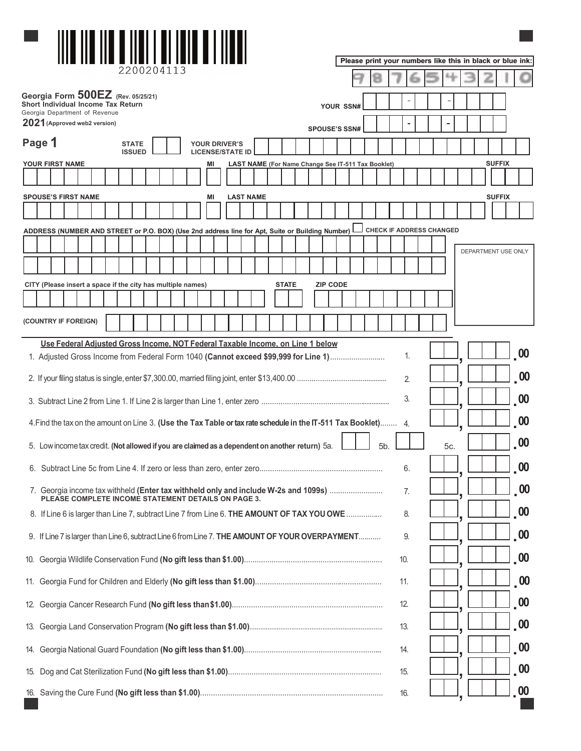2200204113

Please print your numbers like this in black or blue ink: 9 8 7 6 5 4 3 2 1 0

**Georgia Form 500EZ** (Rev. 05/25/21)
**Short Individual Income Tax Return**
Georgia Department of Revenue
**2021** (Approved web2 version)

## Page 1

YOUR SSN# ___ - ___ - ___

SPOUSE'S SSN# ___ - ___ - ___

STATE ISSUED ___ YOUR DRIVER'S LICENSE/STATE ID ___

YOUR FIRST NAME ___ MI ___ LAST NAME (For Name Change See IT-511 Tax Booklet) ___ SUFFIX ___

SPOUSE'S FIRST NAME ___ MI ___ LAST NAME ___ SUFFIX ___

ADDRESS (NUMBER AND STREET or P.O. BOX) (Use 2nd address line for Apt, Suite or Building Number) ☐ CHECK IF ADDRESS CHANGED

CITY (Please insert a space if the city has multiple names) ___ STATE ___ ZIP CODE ___

(COUNTRY IF FOREIGN) ___

DEPARTMENT USE ONLY

**Use Federal Adjusted Gross Income, NOT Federal Taxable Income, on Line 1 below**

| Line | Description | Amount |
|---|---|---|
| 1. | Adjusted Gross Income from Federal Form 1040 **(Cannot exceed $99,999 for Line 1)** | .00 |
| 2. | If your filing status is single, enter $7,300.00, married filing joint, enter $13,400.00 | .00 |
| 3. | Subtract Line 2 from Line 1. If Line 2 is larger than Line 1, enter zero | .00 |
| 4. | Find the tax on the amount on Line 3. **(Use the Tax Table or tax rate schedule in the IT-511 Tax Booklet)** | .00 |
| 5. | Low income tax credit. **(Not allowed if you are claimed as a dependent on another return)** 5a. ___ 5b. ___ 5c. | .00 |
| 6. | Subtract Line 5c from Line 4. If zero or less than zero, enter zero | .00 |
| 7. | Georgia income tax withheld **(Enter tax withheld only and include W-2s and 1099s)** **PLEASE COMPLETE INCOME STATEMENT DETAILS ON PAGE 3.** | .00 |
| 8. | If Line 6 is larger than Line 7, subtract Line 7 from Line 6. **THE AMOUNT OF TAX YOU OWE** | .00 |
| 9. | If Line 7 is larger than Line 6, subtract Line 6 from Line 7. **THE AMOUNT OF YOUR OVERPAYMENT** | .00 |
| 10. | Georgia Wildlife Conservation Fund **(No gift less than $1.00)** | .00 |
| 11. | Georgia Fund for Children and Elderly **(No gift less than $1.00)** | .00 |
| 12. | Georgia Cancer Research Fund **(No gift less than $1.00)** | .00 |
| 13. | Georgia Land Conservation Program **(No gift less than $1.00)** | .00 |
| 14. | Georgia National Guard Foundation **(No gift less than $1.00)** | .00 |
| 15. | Dog and Cat Sterilization Fund **(No gift less than $1.00)** | .00 |
| 16. | Saving the Cure Fund **(No gift less than $1.00)** | .00 |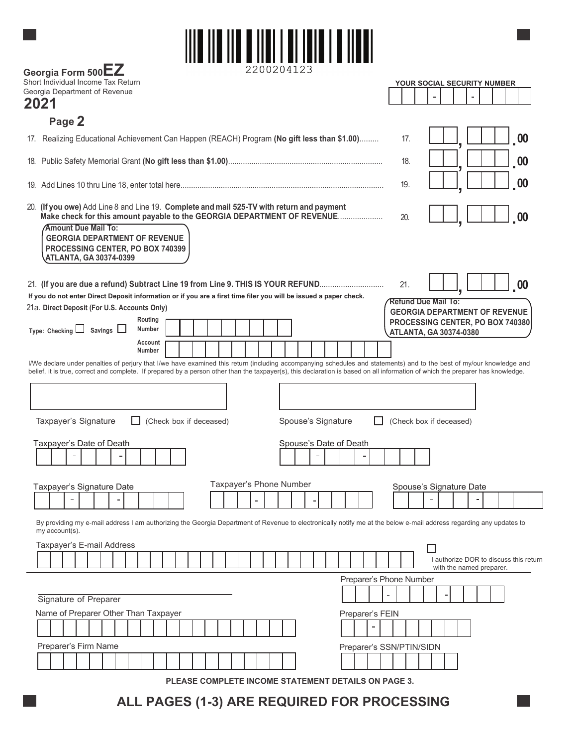2200204123

**Georgia Form 500EZ**
Short Individual Income Tax Return
Georgia Department of Revenue
**2021**

**Page 2**

YOUR SOCIAL SECURITY NUMBER

17. Realizing Educational Achievement Can Happen (REACH) Program **(No gift less than $1.00)**......... 17. ____, ______ .00

18. Public Safety Memorial Grant **(No gift less than $1.00)**......... 18. ____, ______ .00

19. Add Lines 10 thru Line 18, enter total here......... 19. ____, ______ .00

20. **(If you owe)** Add Line 8 and Line 19. **Complete and mail 525-TV with return and payment Make check for this amount payable to the GEORGIA DEPARTMENT OF REVENUE**......... 20. ____, ______ .00

**Amount Due Mail To:**
**GEORGIA DEPARTMENT OF REVENUE**
**PROCESSING CENTER, PO BOX 740399**
**ATLANTA, GA 30374-0399**

21. **(If you are due a refund) Subtract Line 19 from Line 9. THIS IS YOUR REFUND**......... 21. ____, ______ .00

**If you do not enter Direct Deposit information or if you are a first time filer you will be issued a paper check.**

**Refund Due Mail To:**
**GEORGIA DEPARTMENT OF REVENUE**
**PROCESSING CENTER, PO BOX 740380**
**ATLANTA, GA 30374-0380**

21a. **Direct Deposit (For U.S. Accounts Only)**

**Type: Checking** ☐ **Savings** ☐

**Routing Number**

**Account Number**

I/We declare under penalties of perjury that I/we have examined this return (including accompanying schedules and statements) and to the best of my/our knowledge and belief, it is true, correct and complete. If prepared by a person other than the taxpayer(s), this declaration is based on all information of which the preparer has knowledge.

Taxpayer's Signature ☐ (Check box if deceased)

Spouse's Signature ☐ (Check box if deceased)

Taxpayer's Date of Death

Spouse's Date of Death

Taxpayer's Signature Date

Taxpayer's Phone Number

Spouse's Signature Date

By providing my e-mail address I am authorizing the Georgia Department of Revenue to electronically notify me at the below e-mail address regarding any updates to my account(s).

Taxpayer's E-mail Address

☐ I authorize DOR to discuss this return with the named preparer.

Signature of Preparer

Preparer's Phone Number

Name of Preparer Other Than Taxpayer

Preparer's FEIN

Preparer's Firm Name

Preparer's SSN/PTIN/SIDN

**PLEASE COMPLETE INCOME STATEMENT DETAILS ON PAGE 3.**

## ALL PAGES (1-3) ARE REQUIRED FOR PROCESSING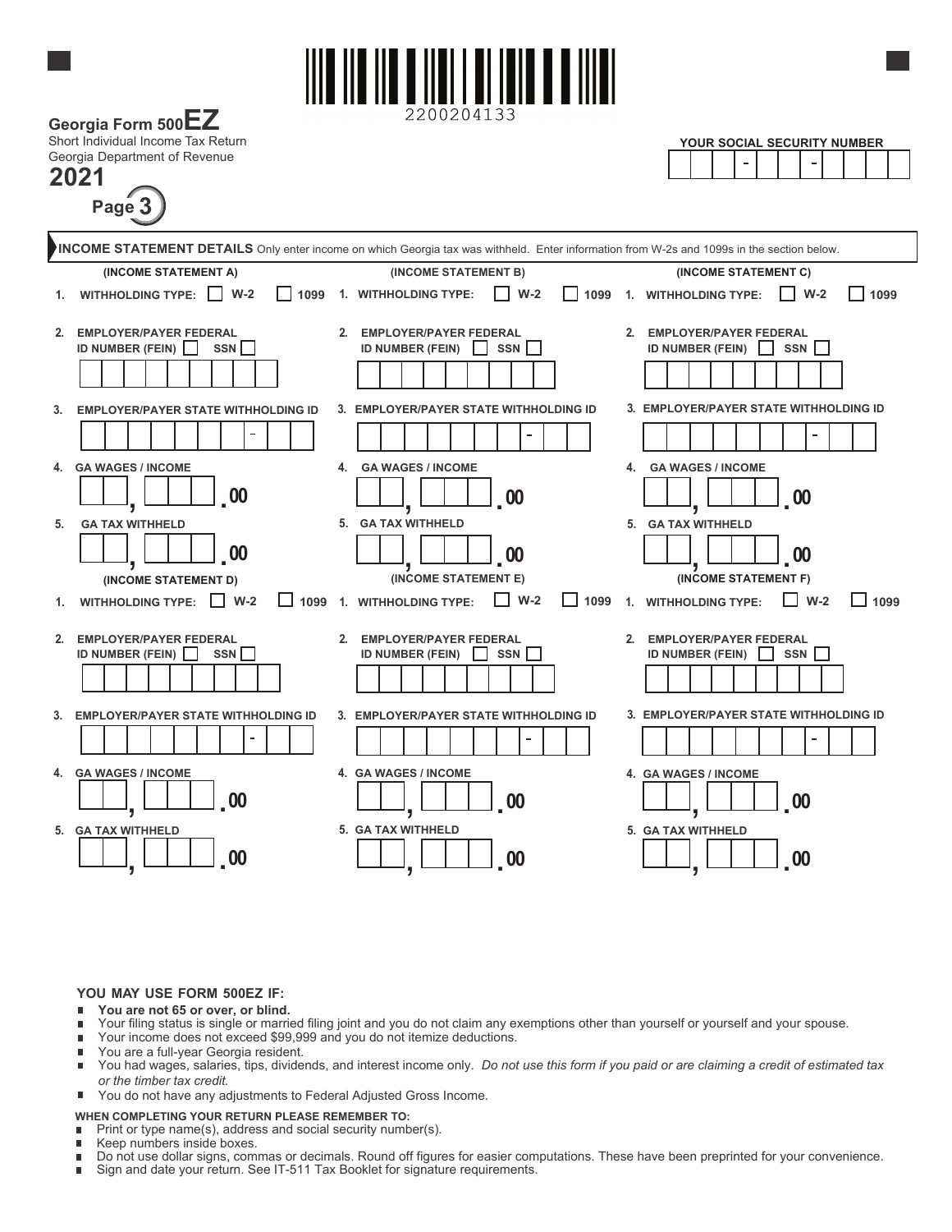2200204133

**Georgia Form 500EZ**
Short Individual Income Tax Return
Georgia Department of Revenue
**2021**
Page 3

**YOUR SOCIAL SECURITY NUMBER**

## INCOME STATEMENT DETAILS

Only enter income on which Georgia tax was withheld. Enter information from W-2s and 1099s in the section below.

**(INCOME STATEMENT A)**

1. WITHHOLDING TYPE: ☐ W-2 ☐ 1099
2. EMPLOYER/PAYER FEDERAL ID NUMBER (FEIN) ☐ SSN ☐
3. EMPLOYER/PAYER STATE WITHHOLDING ID
4. GA WAGES / INCOME .00
5. GA TAX WITHHELD .00

**(INCOME STATEMENT B)**

1. WITHHOLDING TYPE: ☐ W-2 ☐ 1099
2. EMPLOYER/PAYER FEDERAL ID NUMBER (FEIN) ☐ SSN ☐
3. EMPLOYER/PAYER STATE WITHHOLDING ID
4. GA WAGES / INCOME .00
5. GA TAX WITHHELD .00

**(INCOME STATEMENT C)**

1. WITHHOLDING TYPE: ☐ W-2 ☐ 1099
2. EMPLOYER/PAYER FEDERAL ID NUMBER (FEIN) ☐ SSN ☐
3. EMPLOYER/PAYER STATE WITHHOLDING ID
4. GA WAGES / INCOME .00
5. GA TAX WITHHELD .00

**(INCOME STATEMENT D)**

1. WITHHOLDING TYPE: ☐ W-2 ☐ 1099
2. EMPLOYER/PAYER FEDERAL ID NUMBER (FEIN) ☐ SSN ☐
3. EMPLOYER/PAYER STATE WITHHOLDING ID
4. GA WAGES / INCOME .00
5. GA TAX WITHHELD .00

**(INCOME STATEMENT E)**

1. WITHHOLDING TYPE: ☐ W-2 ☐ 1099
2. EMPLOYER/PAYER FEDERAL ID NUMBER (FEIN) ☐ SSN ☐
3. EMPLOYER/PAYER STATE WITHHOLDING ID
4. GA WAGES / INCOME .00
5. GA TAX WITHHELD .00

**(INCOME STATEMENT F)**

1. WITHHOLDING TYPE: ☐ W-2 ☐ 1099
2. EMPLOYER/PAYER FEDERAL ID NUMBER (FEIN) ☐ SSN ☐
3. EMPLOYER/PAYER STATE WITHHOLDING ID
4. GA WAGES / INCOME .00
5. GA TAX WITHHELD .00

### YOU MAY USE FORM 500EZ IF:

- **You are not 65 or over, or blind.**
- Your filing status is single or married filing joint and you do not claim any exemptions other than yourself or yourself and your spouse.
- Your income does not exceed $99,999 and you do not itemize deductions.
- You are a full-year Georgia resident.
- You had wages, salaries, tips, dividends, and interest income only. *Do not use this form if you paid or are claiming a credit of estimated tax or the timber tax credit.*
- You do not have any adjustments to Federal Adjusted Gross Income.

**WHEN COMPLETING YOUR RETURN PLEASE REMEMBER TO:**

- Print or type name(s), address and social security number(s).
- Keep numbers inside boxes.
- Do not use dollar signs, commas or decimals. Round off figures for easier computations. These have been preprinted for your convenience.
- Sign and date your return. See IT-511 Tax Booklet for signature requirements.